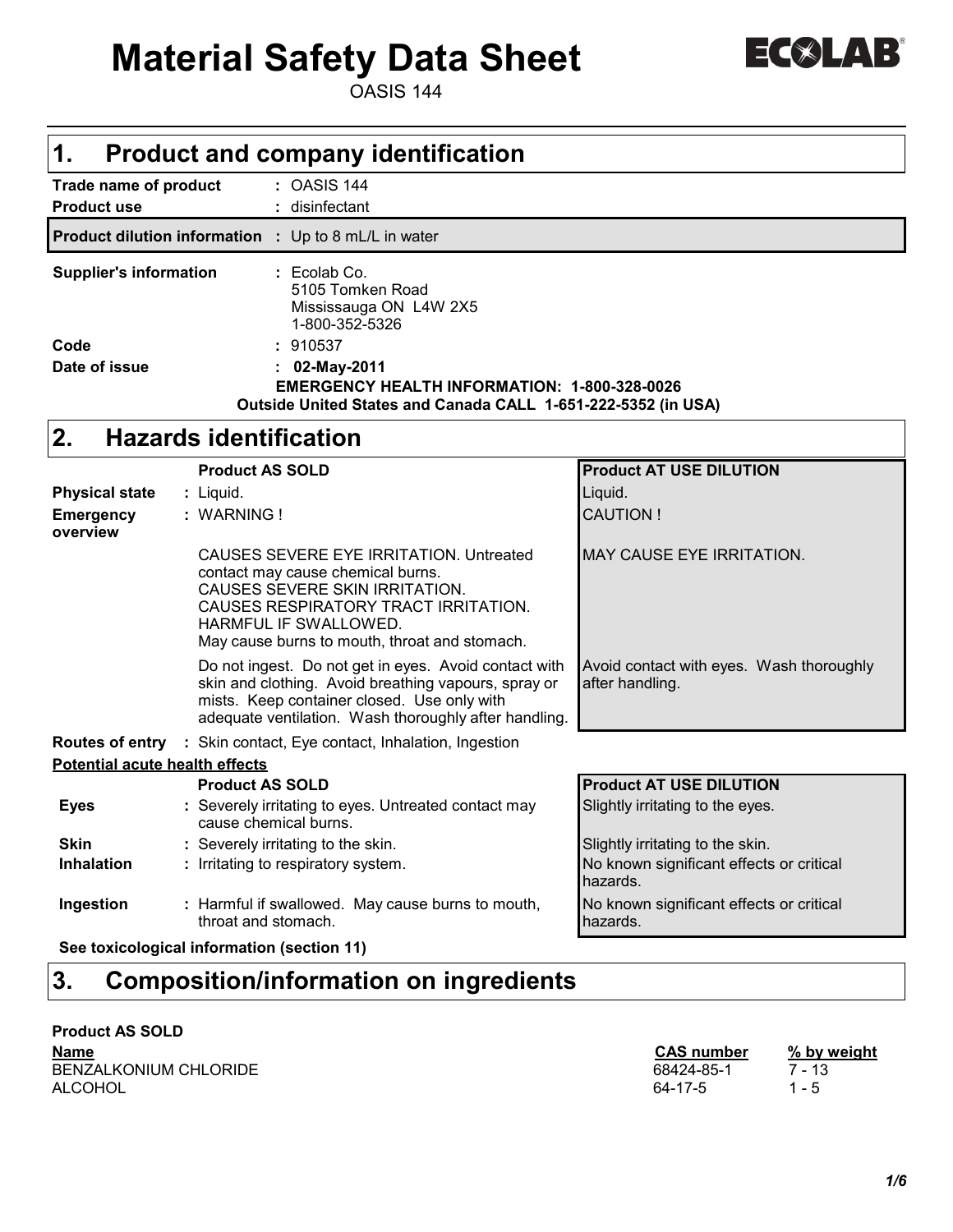# Material Safety Data Sheet

OASIS 144

ECOLAB

## 1. Product and company identification

| | |
|---|---|
| **Trade name of product** | : OASIS 144 |
| **Product use** | : disinfectant |
| **Product dilution information** | : Up to 8 mL/L in water |
| **Supplier's information** | : Ecolab Co.<br>5105 Tomken Road<br>Mississauga ON L4W 2X5<br>1-800-352-5326 |
| **Code** | : 910537 |
| **Date of issue** | : **02-May-2011** |

**EMERGENCY HEALTH INFORMATION: 1-800-328-0026**
**Outside United States and Canada CALL 1-651-222-5352 (in USA)**

## 2. Hazards identification

| | Product AS SOLD | Product AT USE DILUTION |
|---|---|---|
| **Physical state** | : Liquid. | Liquid. |
| **Emergency overview** | : WARNING ! | CAUTION ! |
| | CAUSES SEVERE EYE IRRITATION. Untreated contact may cause chemical burns.<br>CAUSES SEVERE SKIN IRRITATION.<br>CAUSES RESPIRATORY TRACT IRRITATION.<br>HARMFUL IF SWALLOWED.<br>May cause burns to mouth, throat and stomach. | MAY CAUSE EYE IRRITATION. |
| | Do not ingest. Do not get in eyes. Avoid contact with skin and clothing. Avoid breathing vapours, spray or mists. Keep container closed. Use only with adequate ventilation. Wash thoroughly after handling. | Avoid contact with eyes. Wash thoroughly after handling. |

**Routes of entry** : Skin contact, Eye contact, Inhalation, Ingestion

**Potential acute health effects**

| | Product AS SOLD | Product AT USE DILUTION |
|---|---|---|
| **Eyes** | : Severely irritating to eyes. Untreated contact may cause chemical burns. | Slightly irritating to the eyes. |
| **Skin** | : Severely irritating to the skin. | Slightly irritating to the skin. |
| **Inhalation** | : Irritating to respiratory system. | No known significant effects or critical hazards. |
| **Ingestion** | : Harmful if swallowed. May cause burns to mouth, throat and stomach. | No known significant effects or critical hazards. |

**See toxicological information (section 11)**

## 3. Composition/information on ingredients

**Product AS SOLD**

| Name | CAS number | % by weight |
|---|---|---|
| BENZALKONIUM CHLORIDE | 68424-85-1 | 7 - 13 |
| ALCOHOL | 64-17-5 | 1 - 5 |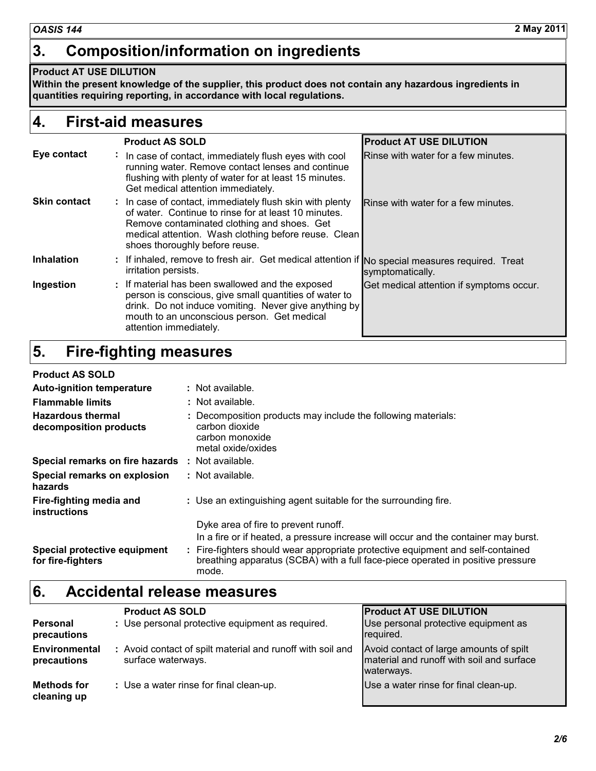## 3. Composition/information on ingredients

**Product AT USE DILUTION**

**Within the present knowledge of the supplier, this product does not contain any hazardous ingredients in quantities requiring reporting, in accordance with local regulations.**

## 4. First-aid measures

| | Product AS SOLD | Product AT USE DILUTION |
|---|---|---|
| **Eye contact** | In case of contact, immediately flush eyes with cool running water. Remove contact lenses and continue flushing with plenty of water for at least 15 minutes. Get medical attention immediately. | Rinse with water for a few minutes. |
| **Skin contact** | In case of contact, immediately flush skin with plenty of water. Continue to rinse for at least 10 minutes. Remove contaminated clothing and shoes. Get medical attention. Wash clothing before reuse. Clean shoes thoroughly before reuse. | Rinse with water for a few minutes. |
| **Inhalation** | If inhaled, remove to fresh air. Get medical attention if irritation persists. | No special measures required. Treat symptomatically. |
| **Ingestion** | If material has been swallowed and the exposed person is conscious, give small quantities of water to drink. Do not induce vomiting. Never give anything by mouth to an unconscious person. Get medical attention immediately. | Get medical attention if symptoms occur. |

## 5. Fire-fighting measures

**Product AS SOLD**

**Auto-ignition temperature** : Not available.

**Flammable limits** : Not available.

**Hazardous thermal decomposition products** : Decomposition products may include the following materials:
carbon dioxide
carbon monoxide
metal oxide/oxides

**Special remarks on fire hazards** : Not available.

**Special remarks on explosion hazards** : Not available.

**Fire-fighting media and instructions** : Use an extinguishing agent suitable for the surrounding fire.

Dyke area of fire to prevent runoff.

In a fire or if heated, a pressure increase will occur and the container may burst.

**Special protective equipment for fire-fighters** : Fire-fighters should wear appropriate protective equipment and self-contained breathing apparatus (SCBA) with a full face-piece operated in positive pressure mode.

## 6. Accidental release measures

| | Product AS SOLD | Product AT USE DILUTION |
|---|---|---|
| **Personal precautions** | Use personal protective equipment as required. | Use personal protective equipment as required. |
| **Environmental precautions** | Avoid contact of spilt material and runoff with soil and surface waterways. | Avoid contact of large amounts of spilt material and runoff with soil and surface waterways. |
| **Methods for cleaning up** | Use a water rinse for final clean-up. | Use a water rinse for final clean-up. |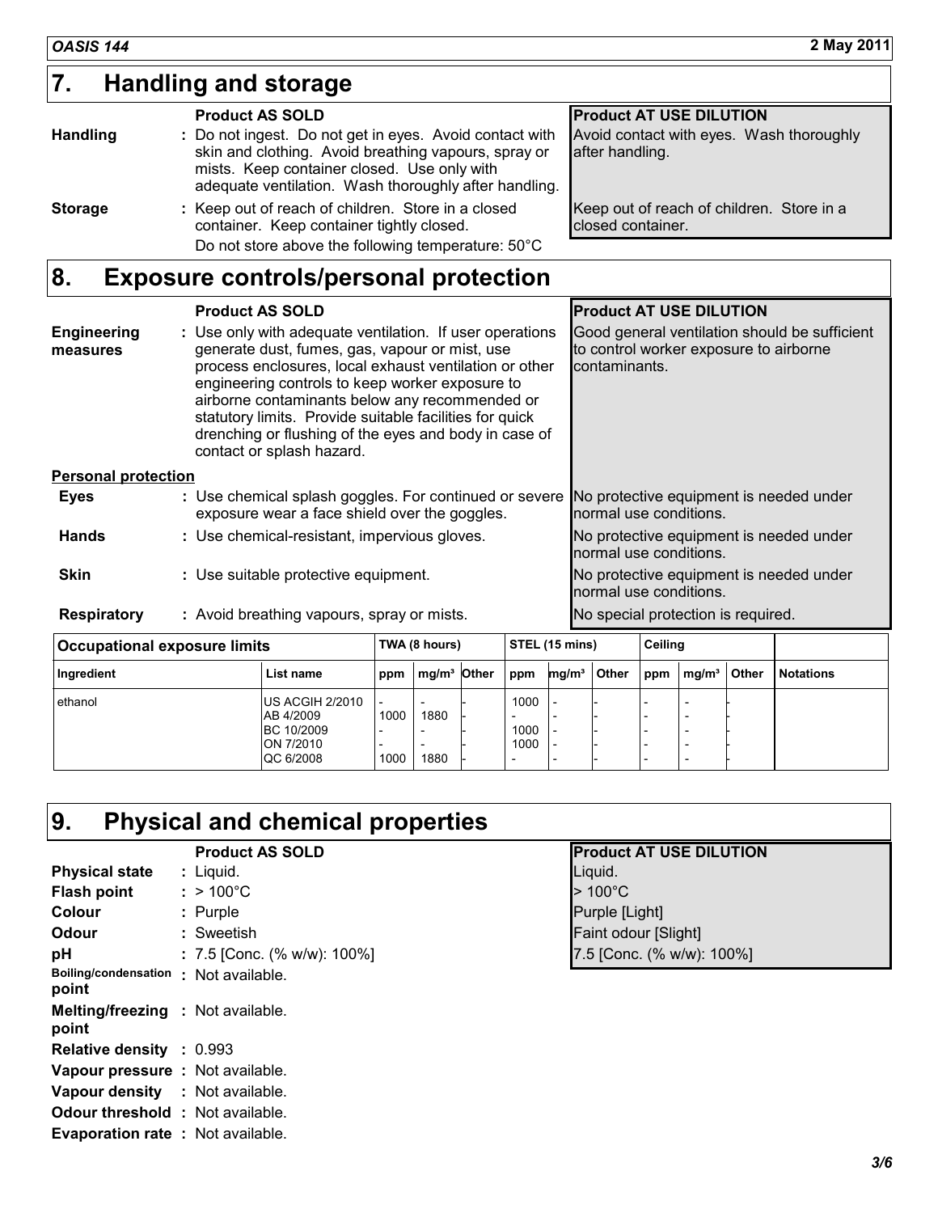## 7. Handling and storage

| | Product AS SOLD | Product AT USE DILUTION |
|---|---|---|
| **Handling** | : Do not ingest. Do not get in eyes. Avoid contact with skin and clothing. Avoid breathing vapours, spray or mists. Keep container closed. Use only with adequate ventilation. Wash thoroughly after handling. | Avoid contact with eyes. Wash thoroughly after handling. |
| **Storage** | : Keep out of reach of children. Store in a closed container. Keep container tightly closed. Do not store above the following temperature: 50°C | Keep out of reach of children. Store in a closed container. |

## 8. Exposure controls/personal protection

| | Product AS SOLD | Product AT USE DILUTION |
|---|---|---|
| **Engineering measures** | : Use only with adequate ventilation. If user operations generate dust, fumes, gas, vapour or mist, use process enclosures, local exhaust ventilation or other engineering controls to keep worker exposure to airborne contaminants below any recommended or statutory limits. Provide suitable facilities for quick drenching or flushing of the eyes and body in case of contact or splash hazard. | Good general ventilation should be sufficient to control worker exposure to airborne contaminants. |
| **Personal protection** | | |
| **Eyes** | : Use chemical splash goggles. For continued or severe exposure wear a face shield over the goggles. | No protective equipment is needed under normal use conditions. |
| **Hands** | : Use chemical-resistant, impervious gloves. | No protective equipment is needed under normal use conditions. |
| **Skin** | : Use suitable protective equipment. | No protective equipment is needed under normal use conditions. |
| **Respiratory** | : Avoid breathing vapours, spray or mists. | No special protection is required. |

| Occupational exposure limits | | TWA (8 hours) | | | STEL (15 mins) | | | Ceiling | | | |
|---|---|---|---|---|---|---|---|---|---|---|---|
| Ingredient | List name | ppm | mg/m³ | Other | ppm | mg/m³ | Other | ppm | mg/m³ | Other | Notations |
| ethanol | US ACGIH 2/2010 | - | - | - | 1000 | - | - | - | - | - | |
| | AB 4/2009 | 1000 | 1880 | - | - | - | - | - | - | - | |
| | BC 10/2009 | - | - | - | 1000 | - | - | - | - | - | |
| | ON 7/2010 | - | - | - | 1000 | - | - | - | - | - | |
| | QC 6/2008 | 1000 | 1880 | - | - | - | - | - | - | - | |

## 9. Physical and chemical properties

| | Product AS SOLD | Product AT USE DILUTION |
|---|---|---|
| **Physical state** | : Liquid. | Liquid. |
| **Flash point** | : > 100°C | > 100°C |
| **Colour** | : Purple | Purple [Light] |
| **Odour** | : Sweetish | Faint odour [Slight] |
| **pH** | : 7.5 [Conc. (% w/w): 100%] | 7.5 [Conc. (% w/w): 100%] |
| **Boiling/condensation point** | : Not available. | |
| **Melting/freezing point** | : Not available. | |
| **Relative density** | : 0.993 | |
| **Vapour pressure** | : Not available. | |
| **Vapour density** | : Not available. | |
| **Odour threshold** | : Not available. | |
| **Evaporation rate** | : Not available. | |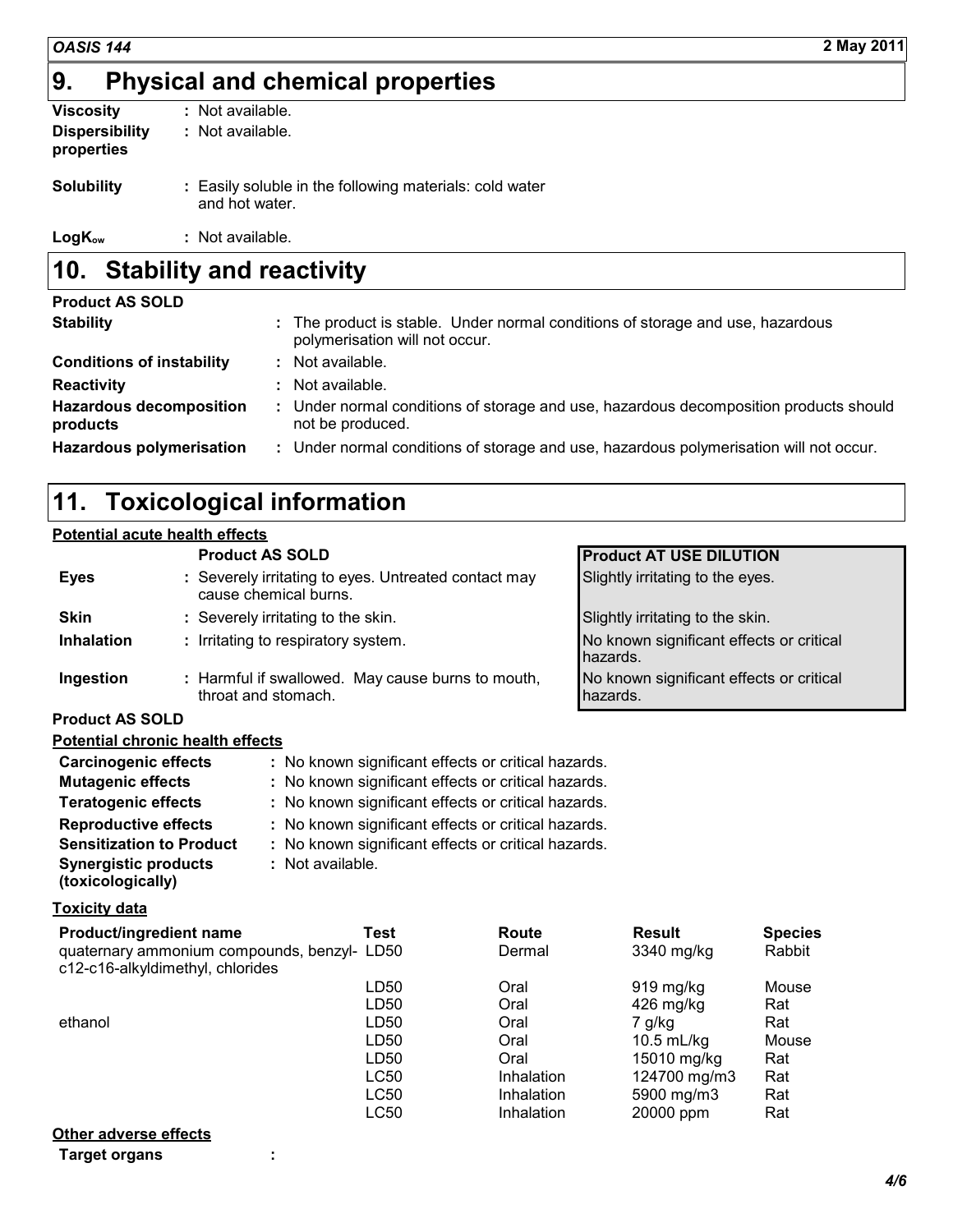# 9. Physical and chemical properties

**Viscosity** : Not available.

**Dispersibility properties** : Not available.

**Solubility** : Easily soluble in the following materials: cold water and hot water.

**$LogK_{ow}$** : Not available.

# 10. Stability and reactivity

**Product AS SOLD**

**Stability** : The product is stable. Under normal conditions of storage and use, hazardous polymerisation will not occur.

**Conditions of instability** : Not available.

**Reactivity** : Not available.

**Hazardous decomposition products** : Under normal conditions of storage and use, hazardous decomposition products should not be produced.

**Hazardous polymerisation** : Under normal conditions of storage and use, hazardous polymerisation will not occur.

# 11. Toxicological information

**Potential acute health effects**

| | Product AS SOLD | Product AT USE DILUTION |
|---|---|---|
| **Eyes** | Severely irritating to eyes. Untreated contact may cause chemical burns. | Slightly irritating to the eyes. |
| **Skin** | Severely irritating to the skin. | Slightly irritating to the skin. |
| **Inhalation** | Irritating to respiratory system. | No known significant effects or critical hazards. |
| **Ingestion** | Harmful if swallowed. May cause burns to mouth, throat and stomach. | No known significant effects or critical hazards. |

**Product AS SOLD**

**Potential chronic health effects**

**Carcinogenic effects** : No known significant effects or critical hazards.

**Mutagenic effects** : No known significant effects or critical hazards.

**Teratogenic effects** : No known significant effects or critical hazards.

**Reproductive effects** : No known significant effects or critical hazards.

**Sensitization to Product** : No known significant effects or critical hazards.

**Synergistic products (toxicologically)** : Not available.

**Toxicity data**

| Product/ingredient name | Test | Route | Result | Species |
|---|---|---|---|---|
| quaternary ammonium compounds, benzyl-c12-c16-alkyldimethyl, chlorides | LD50 | Dermal | 3340 mg/kg | Rabbit |
| | LD50 | Oral | 919 mg/kg | Mouse |
| | LD50 | Oral | 426 mg/kg | Rat |
| ethanol | LD50 | Oral | 7 g/kg | Rat |
| | LD50 | Oral | 10.5 mL/kg | Mouse |
| | LD50 | Oral | 15010 mg/kg | Rat |
| | LC50 | Inhalation | 124700 mg/m3 | Rat |
| | LC50 | Inhalation | 5900 mg/m3 | Rat |
| | LC50 | Inhalation | 20000 ppm | Rat |

**Other adverse effects**

**Target organs** :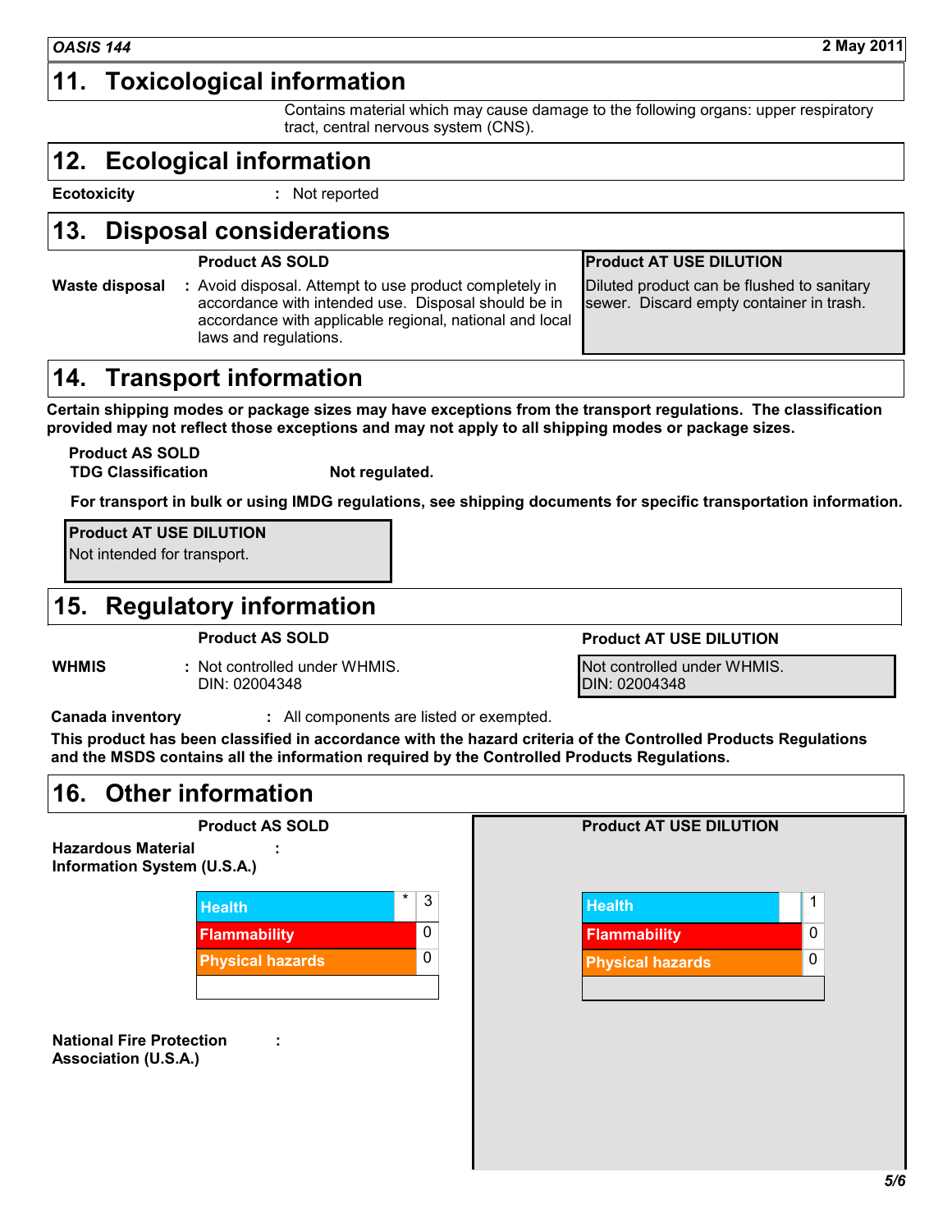## 11. Toxicological information

Contains material which may cause damage to the following organs: upper respiratory tract, central nervous system (CNS).

## 12. Ecological information

**Ecotoxicity** : Not reported

## 13. Disposal considerations

| | Product AS SOLD | Product AT USE DILUTION |
|---|---|---|
| **Waste disposal** | : Avoid disposal. Attempt to use product completely in accordance with intended use. Disposal should be in accordance with applicable regional, national and local laws and regulations. | Diluted product can be flushed to sanitary sewer. Discard empty container in trash. |

## 14. Transport information

**Certain shipping modes or package sizes may have exceptions from the transport regulations. The classification provided may not reflect those exceptions and may not apply to all shipping modes or package sizes.**

**Product AS SOLD**

**TDG Classification** **Not regulated.**

**For transport in bulk or using IMDG regulations, see shipping documents for specific transportation information.**

**Product AT USE DILUTION**

Not intended for transport.

## 15. Regulatory information

| | Product AS SOLD | Product AT USE DILUTION |
|---|---|---|
| **WHMIS** | : Not controlled under WHMIS. DIN: 02004348 | Not controlled under WHMIS. DIN: 02004348 |

**Canada inventory** : All components are listed or exempted.

**This product has been classified in accordance with the hazard criteria of the Controlled Products Regulations and the MSDS contains all the information required by the Controlled Products Regulations.**

## 16. Other information

**Hazardous Material Information System (U.S.A.)** :

| | Product AS SOLD | Product AT USE DILUTION |
|---|---|---|
| Health | * 3 | 1 |
| Flammability | 0 | 0 |
| Physical hazards | 0 | 0 |

**National Fire Protection Association (U.S.A.)** :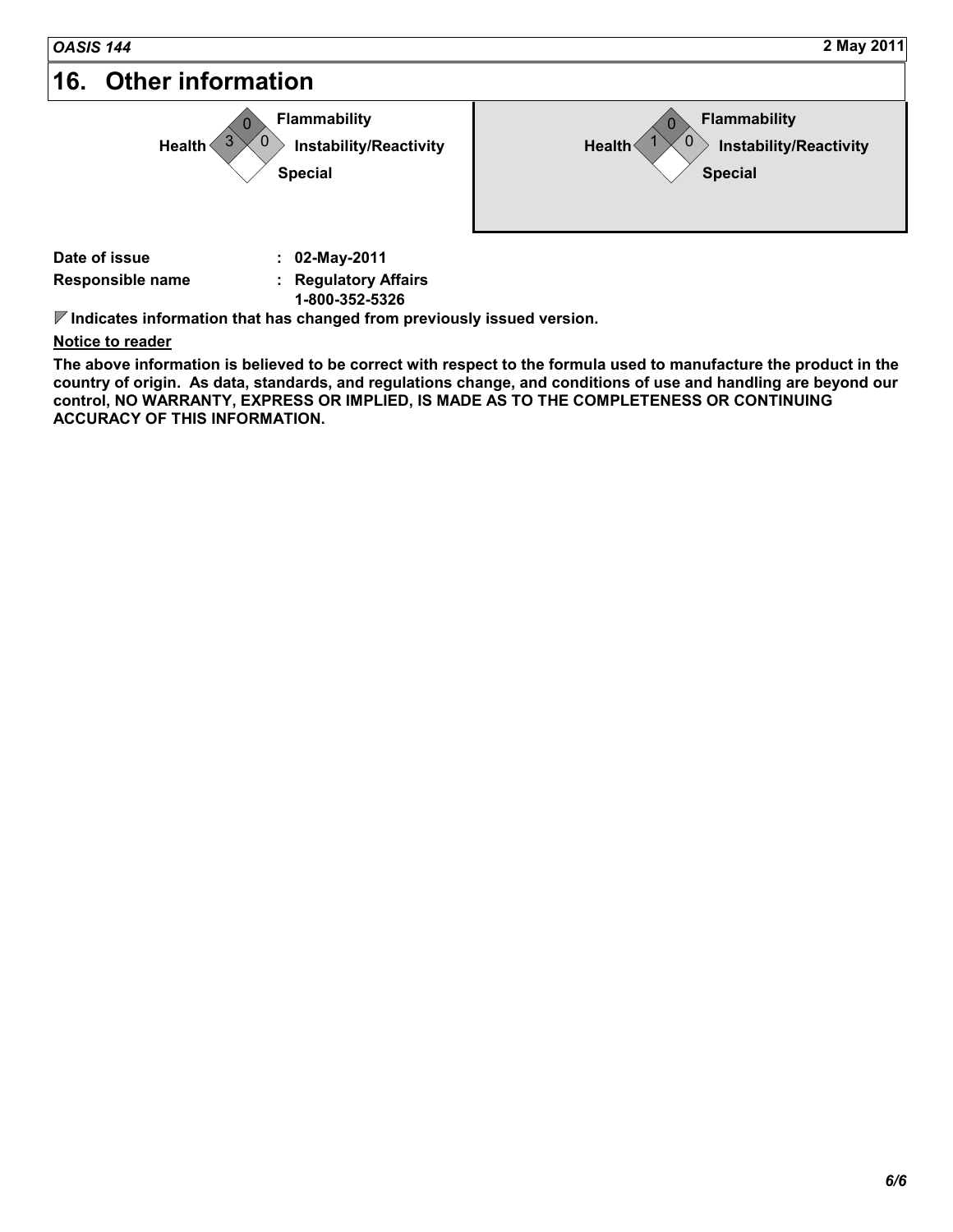## 16. Other information

Health 3 — Flammability 0 — Instability/Reactivity 0 — Special

Health 1 — Flammability 0 — Instability/Reactivity 0 — Special

**Date of issue** : **02-May-2011**

**Responsible name** : **Regulatory Affairs**
**1-800-352-5326**

**Indicates information that has changed from previously issued version.**

**Notice to reader**

**The above information is believed to be correct with respect to the formula used to manufacture the product in the country of origin. As data, standards, and regulations change, and conditions of use and handling are beyond our control, NO WARRANTY, EXPRESS OR IMPLIED, IS MADE AS TO THE COMPLETENESS OR CONTINUING ACCURACY OF THIS INFORMATION.**